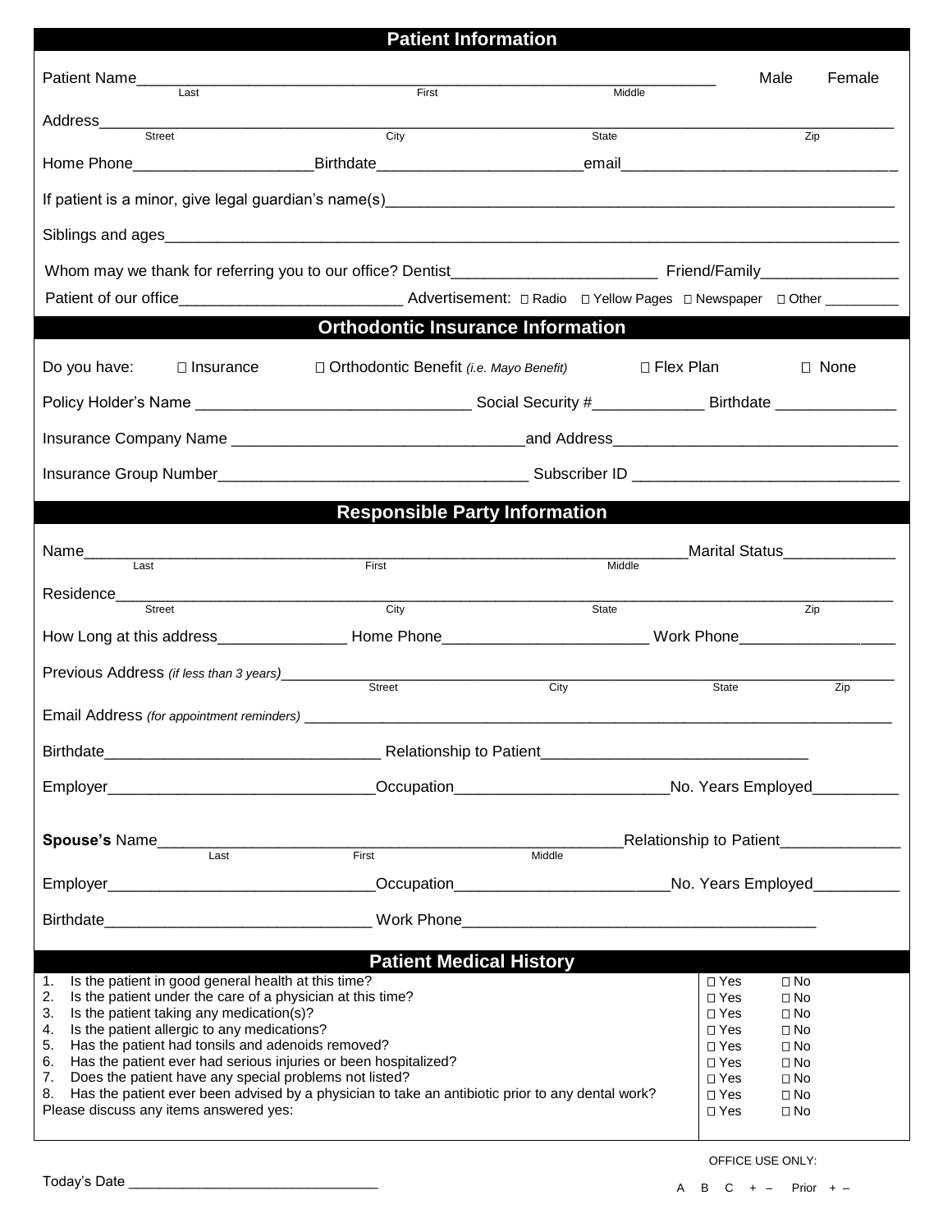## Patient Information

Patient Name_______________________________________________ Male Female
Last First Middle

Address_______________________________________________
Street City State Zip

Home Phone____________________ Birthdate______________________ email______________________________

If patient is a minor, give legal guardian's name(s)_______________________________________________

Siblings and ages_______________________________________________

Whom may we thank for referring you to our office? Dentist______________________ Friend/Family________________

Patient of our office________________________ Advertisement: ☐ Radio ☐ Yellow Pages ☐ Newspaper ☐ Other _________

## Orthodontic Insurance Information

Do you have: ☐ Insurance ☐ Orthodontic Benefit *(i.e. Mayo Benefit)* ☐ Flex Plan ☐ None

Policy Holder's Name ______________________________ Social Security #_____________ Birthdate ______________

Insurance Company Name ________________________________ and Address________________________________

Insurance Group Number__________________________________ Subscriber ID ______________________________

## Responsible Party Information

Name_______________________________________________ Marital Status_____________
Last First Middle

Residence_______________________________________________
Street City State Zip

How Long at this address_______________ Home Phone________________________ Work Phone__________________

Previous Address *(if less than 3 years)*_______________________________________________
Street City State Zip

Email Address *(for appointment reminders)* _______________________________________________

Birthdate________________________________ Relationship to Patient______________________________

Employer______________________________ Occupation________________________ No. Years Employed__________

**Spouse's** Name___________________________________________ Relationship to Patient______________
Last First Middle

Employer______________________________ Occupation________________________ No. Years Employed__________

Birthdate______________________________ Work Phone________________________________________

## Patient Medical History

| | | |
|---|---|---|
| 1. Is the patient in good general health at this time? | ☐ Yes | ☐ No |
| 2. Is the patient under the care of a physician at this time? | ☐ Yes | ☐ No |
| 3. Is the patient taking any medication(s)? | ☐ Yes | ☐ No |
| 4. Is the patient allergic to any medications? | ☐ Yes | ☐ No |
| 5. Has the patient had tonsils and adenoids removed? | ☐ Yes | ☐ No |
| 6. Has the patient ever had serious injuries or been hospitalized? | ☐ Yes | ☐ No |
| 7. Does the patient have any special problems not listed? | ☐ Yes | ☐ No |
| 8. Has the patient ever been advised by a physician to take an antibiotic prior to any dental work? | ☐ Yes | ☐ No |
| Please discuss any items answered yes: | ☐ Yes | ☐ No |

Today's Date ______________________________

OFFICE USE ONLY:

A B C + – Prior + –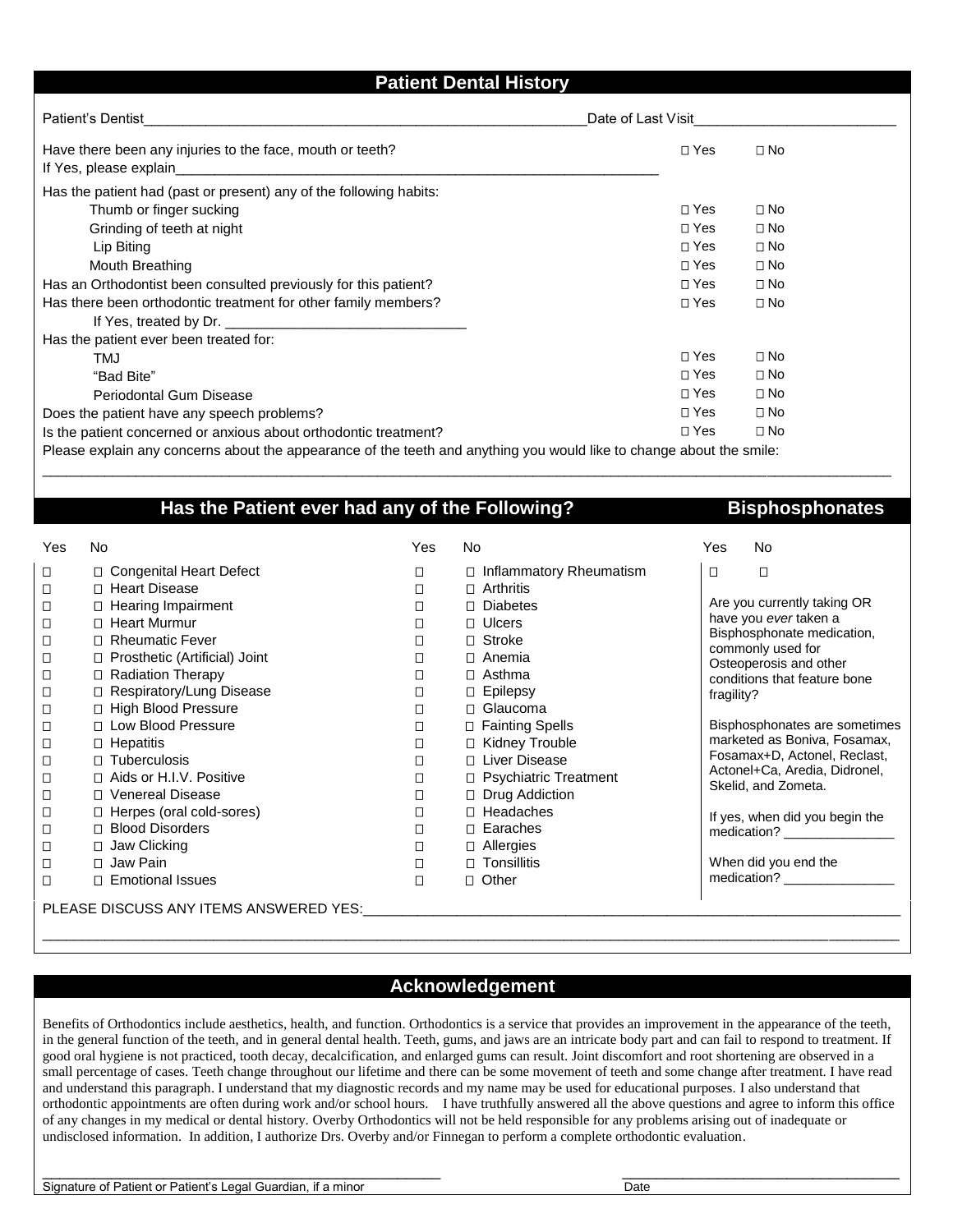## Patient Dental History

Patient's Dentist\_\_\_\_\_\_\_\_\_\_\_\_\_\_\_\_\_\_\_\_\_\_\_\_\_\_\_\_\_\_\_\_\_\_\_\_\_\_\_\_\_\_\_\_\_\_\_\_\_\_\_\_\_\_\_\_\_\_Date of Last Visit\_\_\_\_\_\_\_\_\_\_\_\_\_\_\_\_\_\_\_\_\_\_\_\_\_\_

| | | |
|---|---|---|
| Have there been any injuries to the face, mouth or teeth?<br>If Yes, please explain\_\_\_\_\_\_\_\_\_\_\_\_\_\_\_\_\_\_\_\_\_\_\_\_\_\_\_\_\_\_\_\_\_\_\_\_\_\_\_\_\_\_\_\_\_\_\_\_\_\_\_\_\_\_\_\_\_\_\_\_\_\_\_ | □ Yes | □ No |
| Has the patient had (past or present) any of the following habits: | | |
| Thumb or finger sucking | □ Yes | □ No |
| Grinding of teeth at night | □ Yes | □ No |
| Lip Biting | □ Yes | □ No |
| Mouth Breathing | □ Yes | □ No |
| Has an Orthodontist been consulted previously for this patient? | □ Yes | □ No |
| Has there been orthodontic treatment for other family members?<br>If Yes, treated by Dr. \_\_\_\_\_\_\_\_\_\_\_\_\_\_\_\_\_\_\_\_\_\_\_\_\_\_\_\_\_\_ | □ Yes | □ No |
| Has the patient ever been treated for: | | |
| TMJ | □ Yes | □ No |
| "Bad Bite" | □ Yes | □ No |
| Periodontal Gum Disease | □ Yes | □ No |
| Does the patient have any speech problems? | □ Yes | □ No |
| Is the patient concerned or anxious about orthodontic treatment? | □ Yes | □ No |

Please explain any concerns about the appearance of the teeth and anything you would like to change about the smile:

\_\_\_\_\_\_\_\_\_\_\_\_\_\_\_\_\_\_\_\_\_\_\_\_\_\_\_\_\_\_\_\_\_\_\_\_\_\_\_\_\_\_\_\_\_\_\_\_\_\_\_\_\_\_\_\_\_\_\_\_\_\_\_\_\_\_\_\_\_\_\_\_\_\_\_\_\_\_\_\_\_\_\_\_\_\_\_\_\_\_\_\_\_\_\_\_\_\_\_\_\_\_\_\_\_\_

## Has the Patient ever had any of the Following?

| Yes | No | | Yes | No | |
|---|---|---|---|---|---|
| □ | □ | Congenital Heart Defect | □ | □ | Inflammatory Rheumatism |
| □ | □ | Heart Disease | □ | □ | Arthritis |
| □ | □ | Hearing Impairment | □ | □ | Diabetes |
| □ | □ | Heart Murmur | □ | □ | Ulcers |
| □ | □ | Rheumatic Fever | □ | □ | Stroke |
| □ | □ | Prosthetic (Artificial) Joint | □ | □ | Anemia |
| □ | □ | Radiation Therapy | □ | □ | Asthma |
| □ | □ | Respiratory/Lung Disease | □ | □ | Epilepsy |
| □ | □ | High Blood Pressure | □ | □ | Glaucoma |
| □ | □ | Low Blood Pressure | □ | □ | Fainting Spells |
| □ | □ | Hepatitis | □ | □ | Kidney Trouble |
| □ | □ | Tuberculosis | □ | □ | Liver Disease |
| □ | □ | Aids or H.I.V. Positive | □ | □ | Psychiatric Treatment |
| □ | □ | Venereal Disease | □ | □ | Drug Addiction |
| □ | □ | Herpes (oral cold-sores) | □ | □ | Headaches |
| □ | □ | Blood Disorders | □ | □ | Earaches |
| □ | □ | Jaw Clicking | □ | □ | Allergies |
| □ | □ | Jaw Pain | □ | □ | Tonsillitis |
| □ | □ | Emotional Issues | □ | □ | Other |

## Bisphosphonates

| Yes | No |
|---|---|
| □ | □ |

Are you currently taking OR have you *ever* taken a Bisphosphonate medication, commonly used for Osteoperosis and other conditions that feature bone fragility?

Bisphosphonates are sometimes marketed as Boniva, Fosamax, Fosamax+D, Actonel, Reclast, Actonel+Ca, Aredia, Didronel, Skelid, and Zometa.

If yes, when did you begin the medication? \_\_\_\_\_\_\_\_\_\_\_\_\_\_\_

When did you end the medication? \_\_\_\_\_\_\_\_\_\_\_\_\_\_\_

PLEASE DISCUSS ANY ITEMS ANSWERED YES:\_\_\_\_\_\_\_\_\_\_\_\_\_\_\_\_\_\_\_\_\_\_\_\_\_\_\_\_\_\_\_\_\_\_\_\_\_\_\_\_\_\_\_\_\_\_\_\_\_\_\_\_\_\_\_\_\_\_\_\_\_\_\_\_\_\_\_\_\_\_\_

\_\_\_\_\_\_\_\_\_\_\_\_\_\_\_\_\_\_\_\_\_\_\_\_\_\_\_\_\_\_\_\_\_\_\_\_\_\_\_\_\_\_\_\_\_\_\_\_\_\_\_\_\_\_\_\_\_\_\_\_\_\_\_\_\_\_\_\_\_\_\_\_\_\_\_\_\_\_\_\_\_\_\_\_\_\_\_\_\_\_\_\_\_\_\_\_\_\_\_\_\_\_\_\_\_\_

## Acknowledgement

Benefits of Orthodontics include aesthetics, health, and function. Orthodontics is a service that provides an improvement in the appearance of the teeth, in the general function of the teeth, and in general dental health. Teeth, gums, and jaws are an intricate body part and can fail to respond to treatment. If good oral hygiene is not practiced, tooth decay, decalcification, and enlarged gums can result. Joint discomfort and root shortening are observed in a small percentage of cases. Teeth change throughout our lifetime and there can be some movement of teeth and some change after treatment. I have read and understand this paragraph. I understand that my diagnostic records and my name may be used for educational purposes. I also understand that orthodontic appointments are often during work and/or school hours. I have truthfully answered all the above questions and agree to inform this office of any changes in my medical or dental history. Overby Orthodontics will not be held responsible for any problems arising out of inadequate or undisclosed information. In addition, I authorize Drs. Overby and/or Finnegan to perform a complete orthodontic evaluation.

\_\_\_\_\_\_\_\_\_\_\_\_\_\_\_\_\_\_\_\_\_\_\_\_\_\_\_\_\_\_\_\_\_\_\_\_\_\_\_\_\_\_\_\_\_\_\_\_\_\_\_\_\_\_\_
Signature of Patient or Patient's Legal Guardian, if a minor

\_\_\_\_\_\_\_\_\_\_\_\_\_\_\_\_\_\_\_\_\_\_\_\_\_\_\_\_\_\_\_\_\_\_\_\_\_\_
Date